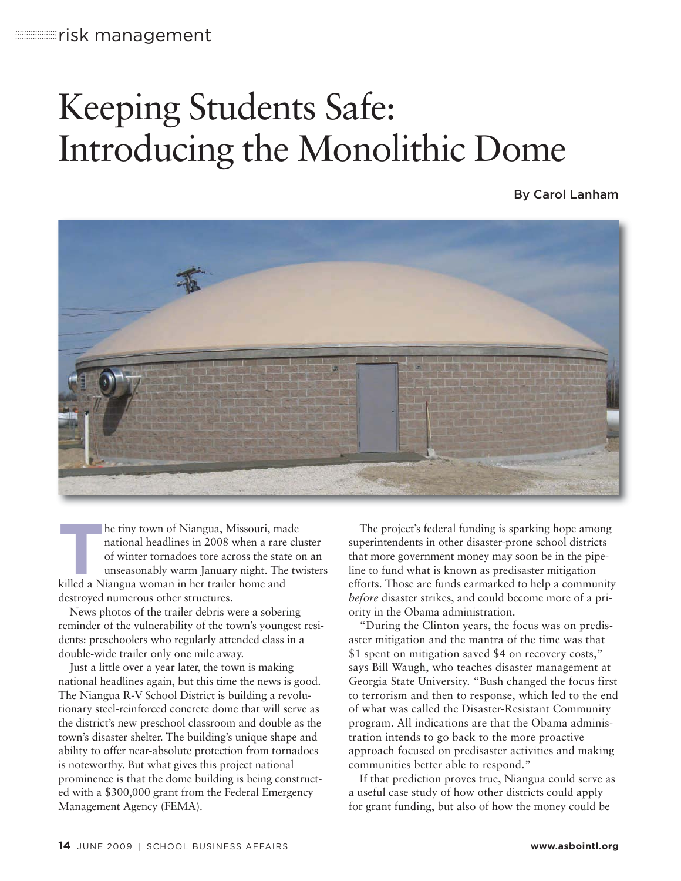risk management

# Keeping Students Safe: Introducing the Monolithic Dome

By Carol Lanham

The tiny town of Niangua, Missouri, made national headlines in 2008 when a rare cluster of winter tornadoes tore across the state on an unseasonably warm January night. The twisters killed a Niangua woman in her trailer home and destroyed numerous other structures.

News photos of the trailer debris were a sobering reminder of the vulnerability of the town's youngest residents: preschoolers who regularly attended class in a double-wide trailer only one mile away.

Just a little over a year later, the town is making national headlines again, but this time the news is good. The Niangua R-V School District is building a revolutionary steel-reinforced concrete dome that will serve as the district's new preschool classroom and double as the town's disaster shelter. The building's unique shape and ability to offer near-absolute protection from tornadoes is noteworthy. But what gives this project national prominence is that the dome building is being constructed with a $300,000 grant from the Federal Emergency Management Agency (FEMA).

The project's federal funding is sparking hope among superintendents in other disaster-prone school districts that more government money may soon be in the pipeline to fund what is known as predisaster mitigation efforts. Those are funds earmarked to help a community *before* disaster strikes, and could become more of a priority in the Obama administration.

"During the Clinton years, the focus was on predisaster mitigation and the mantra of the time was that $1 spent on mitigation saved $4 on recovery costs," says Bill Waugh, who teaches disaster management at Georgia State University. "Bush changed the focus first to terrorism and then to response, which led to the end of what was called the Disaster-Resistant Community program. All indications are that the Obama administration intends to go back to the more proactive approach focused on predisaster activities and making communities better able to respond."

If that prediction proves true, Niangua could serve as a useful case study of how other districts could apply for grant funding, but also of how the money could be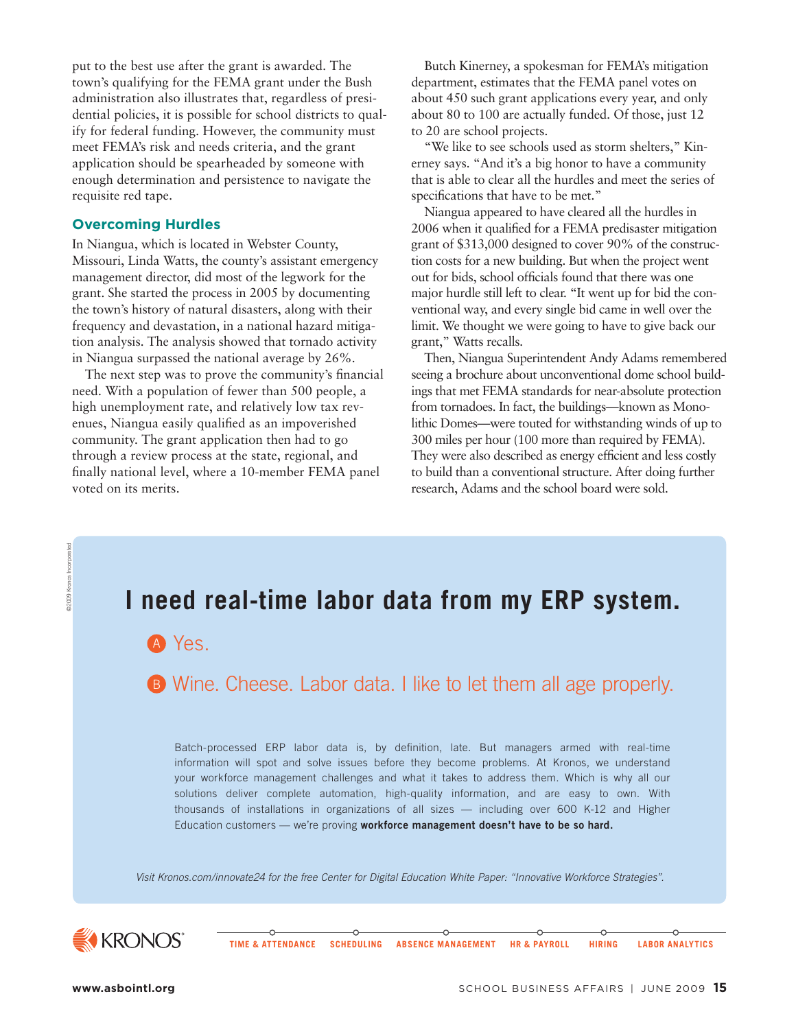put to the best use after the grant is awarded. The town's qualifying for the FEMA grant under the Bush administration also illustrates that, regardless of presidential policies, it is possible for school districts to qualify for federal funding. However, the community must meet FEMA's risk and needs criteria, and the grant application should be spearheaded by someone with enough determination and persistence to navigate the requisite red tape.

## Overcoming Hurdles

In Niangua, which is located in Webster County, Missouri, Linda Watts, the county's assistant emergency management director, did most of the legwork for the grant. She started the process in 2005 by documenting the town's history of natural disasters, along with their frequency and devastation, in a national hazard mitigation analysis. The analysis showed that tornado activity in Niangua surpassed the national average by 26%.

The next step was to prove the community's financial need. With a population of fewer than 500 people, a high unemployment rate, and relatively low tax revenues, Niangua easily qualified as an impoverished community. The grant application then had to go through a review process at the state, regional, and finally national level, where a 10-member FEMA panel voted on its merits.

Butch Kinerney, a spokesman for FEMA's mitigation department, estimates that the FEMA panel votes on about 450 such grant applications every year, and only about 80 to 100 are actually funded. Of those, just 12 to 20 are school projects.

"We like to see schools used as storm shelters," Kinerney says. "And it's a big honor to have a community that is able to clear all the hurdles and meet the series of specifications that have to be met."

Niangua appeared to have cleared all the hurdles in 2006 when it qualified for a FEMA predisaster mitigation grant of $313,000 designed to cover 90% of the construction costs for a new building. But when the project went out for bids, school officials found that there was one major hurdle still left to clear. "It went up for bid the conventional way, and every single bid came in well over the limit. We thought we were going to have to give back our grant," Watts recalls.

Then, Niangua Superintendent Andy Adams remembered seeing a brochure about unconventional dome school buildings that met FEMA standards for near-absolute protection from tornadoes. In fact, the buildings—known as Monolithic Domes—were touted for withstanding winds of up to 300 miles per hour (100 more than required by FEMA). They were also described as energy efficient and less costly to build than a conventional structure. After doing further research, Adams and the school board were sold.

©2009 Kronos Incorporated

# I need real-time labor data from my ERP system.

A Yes.

B Wine. Cheese. Labor data. I like to let them all age properly.

Batch-processed ERP labor data is, by definition, late. But managers armed with real-time information will spot and solve issues before they become problems. At Kronos, we understand your workforce management challenges and what it takes to address them. Which is why all our solutions deliver complete automation, high-quality information, and are easy to own. With thousands of installations in organizations of all sizes — including over 600 K-12 and Higher Education customers — we're proving **workforce management doesn't have to be so hard.**

*Visit Kronos.com/innovate24 for the free Center for Digital Education White Paper: "Innovative Workforce Strategies".*

KRONOS®

TIME & ATTENDANCE | SCHEDULING | ABSENCE MANAGEMENT | HR & PAYROLL | HIRING | LABOR ANALYTICS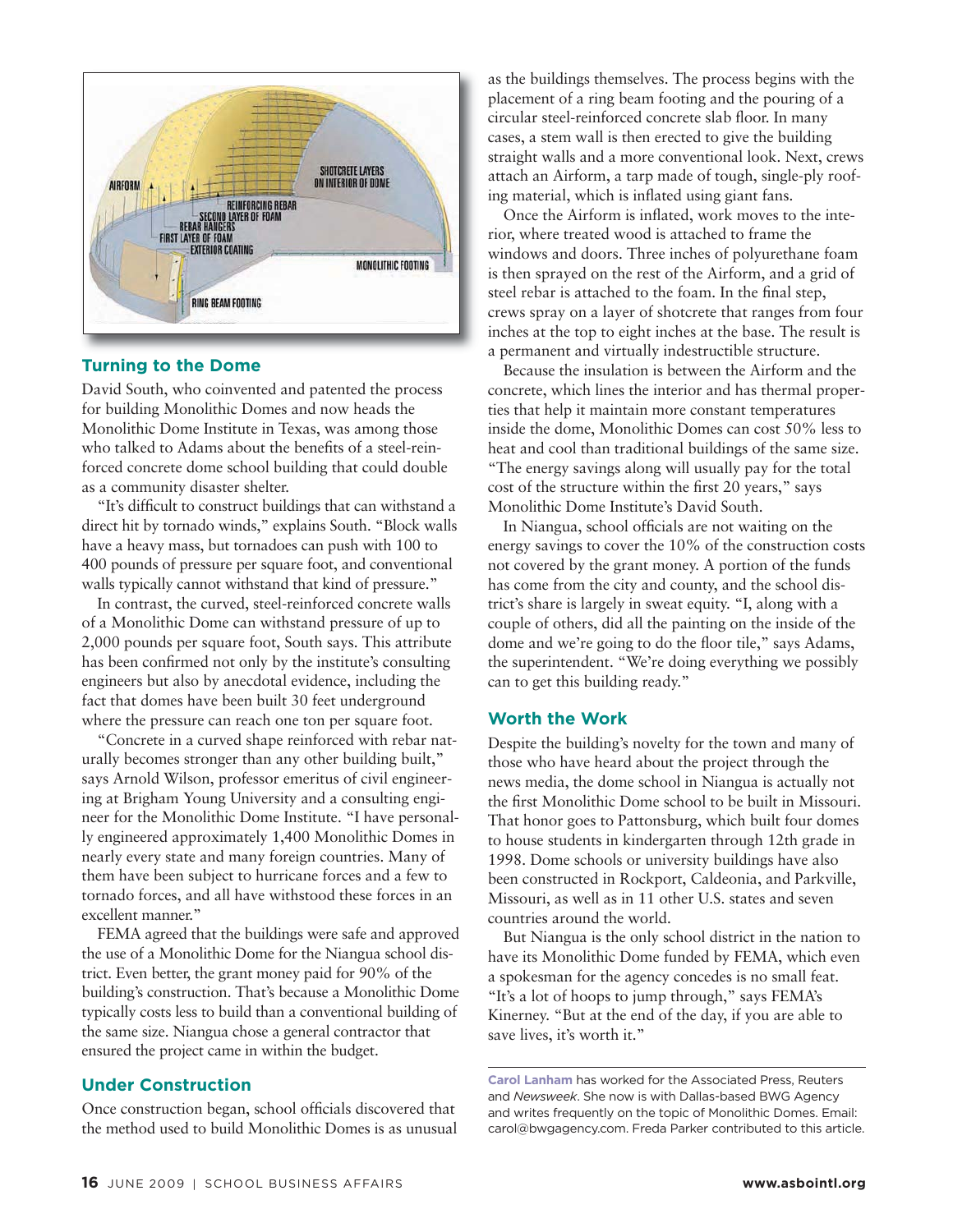## Turning to the Dome

David South, who coinvented and patented the process for building Monolithic Domes and now heads the Monolithic Dome Institute in Texas, was among those who talked to Adams about the benefits of a steel-reinforced concrete dome school building that could double as a community disaster shelter.

"It's difficult to construct buildings that can withstand a direct hit by tornado winds," explains South. "Block walls have a heavy mass, but tornadoes can push with 100 to 400 pounds of pressure per square foot, and conventional walls typically cannot withstand that kind of pressure."

In contrast, the curved, steel-reinforced concrete walls of a Monolithic Dome can withstand pressure of up to 2,000 pounds per square foot, South says. This attribute has been confirmed not only by the institute's consulting engineers but also by anecdotal evidence, including the fact that domes have been built 30 feet underground where the pressure can reach one ton per square foot.

"Concrete in a curved shape reinforced with rebar naturally becomes stronger than any other building built," says Arnold Wilson, professor emeritus of civil engineering at Brigham Young University and a consulting engineer for the Monolithic Dome Institute. "I have personally engineered approximately 1,400 Monolithic Domes in nearly every state and many foreign countries. Many of them have been subject to hurricane forces and a few to tornado forces, and all have withstood these forces in an excellent manner."

FEMA agreed that the buildings were safe and approved the use of a Monolithic Dome for the Niangua school district. Even better, the grant money paid for 90% of the building's construction. That's because a Monolithic Dome typically costs less to build than a conventional building of the same size. Niangua chose a general contractor that ensured the project came in within the budget.

## Under Construction

Once construction began, school officials discovered that the method used to build Monolithic Domes is as unusual as the buildings themselves. The process begins with the placement of a ring beam footing and the pouring of a circular steel-reinforced concrete slab floor. In many cases, a stem wall is then erected to give the building straight walls and a more conventional look. Next, crews attach an Airform, a tarp made of tough, single-ply roofing material, which is inflated using giant fans.

Once the Airform is inflated, work moves to the interior, where treated wood is attached to frame the windows and doors. Three inches of polyurethane foam is then sprayed on the rest of the Airform, and a grid of steel rebar is attached to the foam. In the final step, crews spray on a layer of shotcrete that ranges from four inches at the top to eight inches at the base. The result is a permanent and virtually indestructible structure.

Because the insulation is between the Airform and the concrete, which lines the interior and has thermal properties that help it maintain more constant temperatures inside the dome, Monolithic Domes can cost 50% less to heat and cool than traditional buildings of the same size. "The energy savings along will usually pay for the total cost of the structure within the first 20 years," says Monolithic Dome Institute's David South.

In Niangua, school officials are not waiting on the energy savings to cover the 10% of the construction costs not covered by the grant money. A portion of the funds has come from the city and county, and the school district's share is largely in sweat equity. "I, along with a couple of others, did all the painting on the inside of the dome and we're going to do the floor tile," says Adams, the superintendent. "We're doing everything we possibly can to get this building ready."

## Worth the Work

Despite the building's novelty for the town and many of those who have heard about the project through the news media, the dome school in Niangua is actually not the first Monolithic Dome school to be built in Missouri. That honor goes to Pattonsburg, which built four domes to house students in kindergarten through 12th grade in 1998. Dome schools or university buildings have also been constructed in Rockport, Caldeonia, and Parkville, Missouri, as well as in 11 other U.S. states and seven countries around the world.

But Niangua is the only school district in the nation to have its Monolithic Dome funded by FEMA, which even a spokesman for the agency concedes is no small feat. "It's a lot of hoops to jump through," says FEMA's Kinerney. "But at the end of the day, if you are able to save lives, it's worth it."

---

**Carol Lanham** has worked for the Associated Press, Reuters and *Newsweek*. She now is with Dallas-based BWG Agency and writes frequently on the topic of Monolithic Domes. Email: carol@bwgagency.com. Freda Parker contributed to this article.